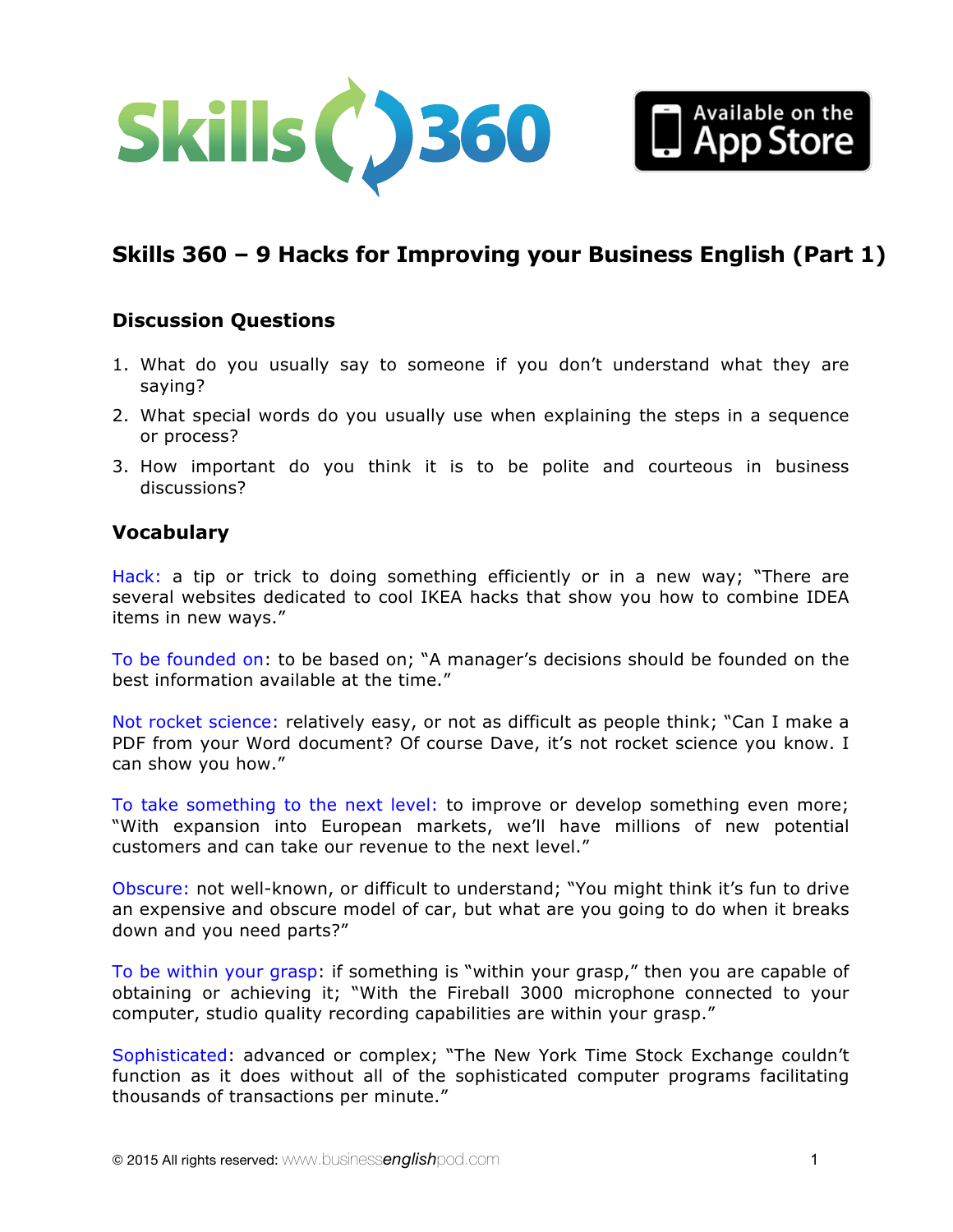# Skills 360 – 9 Hacks for Improving your Business English (Part 1)

## Discussion Questions

1. What do you usually say to someone if you don't understand what they are saying?
2. What special words do you usually use when explaining the steps in a sequence or process?
3. How important do you think it is to be polite and courteous in business discussions?

## Vocabulary

Hack: a tip or trick to doing something efficiently or in a new way; "There are several websites dedicated to cool IKEA hacks that show you how to combine IDEA items in new ways."

To be founded on: to be based on; "A manager's decisions should be founded on the best information available at the time."

Not rocket science: relatively easy, or not as difficult as people think; "Can I make a PDF from your Word document? Of course Dave, it's not rocket science you know. I can show you how."

To take something to the next level: to improve or develop something even more; "With expansion into European markets, we'll have millions of new potential customers and can take our revenue to the next level."

Obscure: not well-known, or difficult to understand; "You might think it's fun to drive an expensive and obscure model of car, but what are you going to do when it breaks down and you need parts?"

To be within your grasp: if something is "within your grasp," then you are capable of obtaining or achieving it; "With the Fireball 3000 microphone connected to your computer, studio quality recording capabilities are within your grasp."

Sophisticated: advanced or complex; "The New York Time Stock Exchange couldn't function as it does without all of the sophisticated computer programs facilitating thousands of transactions per minute."

© 2015 All rights reserved: www.businessenglishpod.com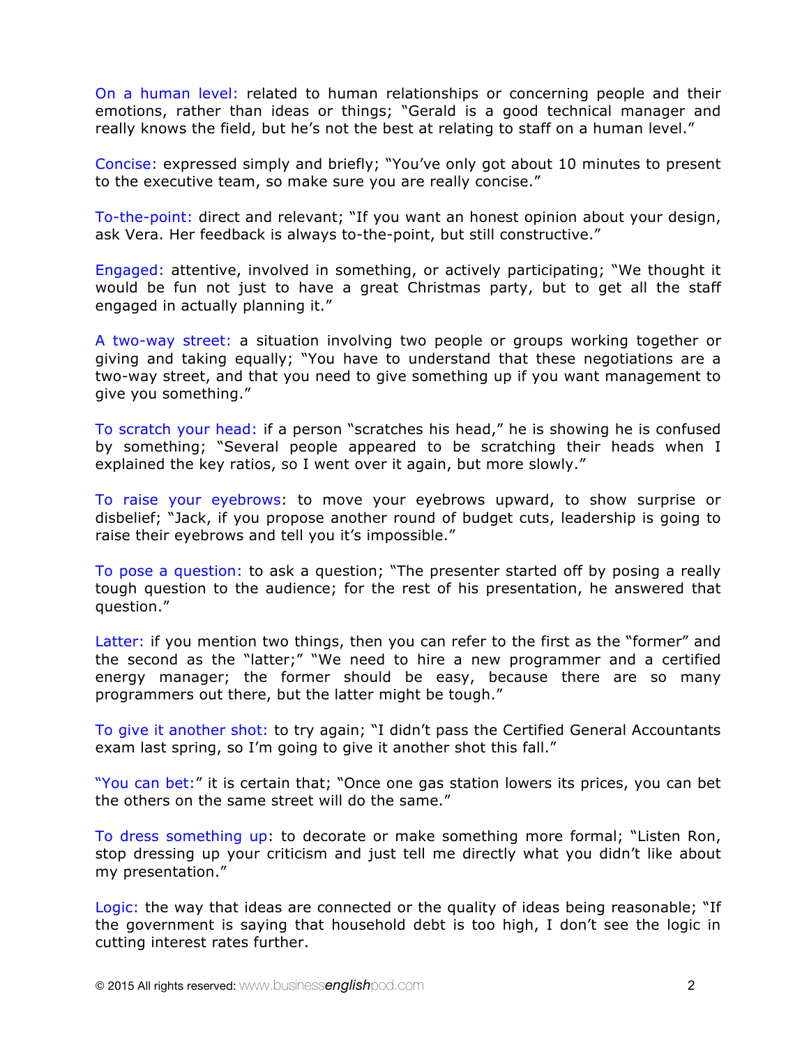On a human level: related to human relationships or concerning people and their emotions, rather than ideas or things; "Gerald is a good technical manager and really knows the field, but he's not the best at relating to staff on a human level."

Concise: expressed simply and briefly; "You've only got about 10 minutes to present to the executive team, so make sure you are really concise."

To-the-point: direct and relevant; "If you want an honest opinion about your design, ask Vera. Her feedback is always to-the-point, but still constructive."

Engaged: attentive, involved in something, or actively participating; "We thought it would be fun not just to have a great Christmas party, but to get all the staff engaged in actually planning it."

A two-way street: a situation involving two people or groups working together or giving and taking equally; "You have to understand that these negotiations are a two-way street, and that you need to give something up if you want management to give you something."

To scratch your head: if a person "scratches his head," he is showing he is confused by something; "Several people appeared to be scratching their heads when I explained the key ratios, so I went over it again, but more slowly."

To raise your eyebrows: to move your eyebrows upward, to show surprise or disbelief; "Jack, if you propose another round of budget cuts, leadership is going to raise their eyebrows and tell you it's impossible."

To pose a question: to ask a question; "The presenter started off by posing a really tough question to the audience; for the rest of his presentation, he answered that question."

Latter: if you mention two things, then you can refer to the first as the "former" and the second as the "latter;" "We need to hire a new programmer and a certified energy manager; the former should be easy, because there are so many programmers out there, but the latter might be tough."

To give it another shot: to try again; "I didn't pass the Certified General Accountants exam last spring, so I'm going to give it another shot this fall."

"You can bet:" it is certain that; "Once one gas station lowers its prices, you can bet the others on the same street will do the same."

To dress something up: to decorate or make something more formal; "Listen Ron, stop dressing up your criticism and just tell me directly what you didn't like about my presentation."

Logic: the way that ideas are connected or the quality of ideas being reasonable; "If the government is saying that household debt is too high, I don't see the logic in cutting interest rates further.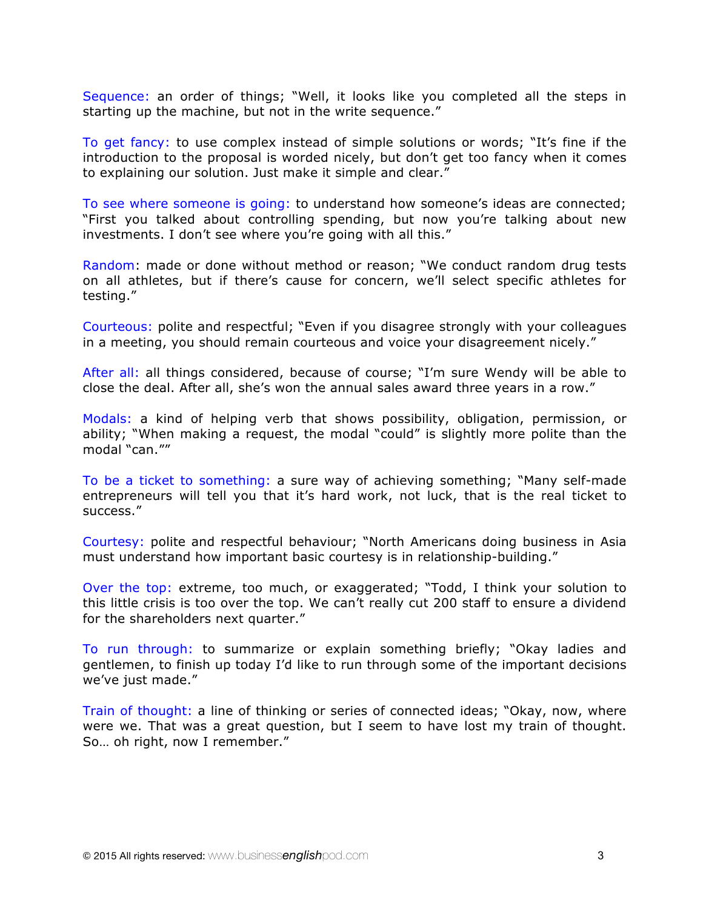**Sequence:** an order of things; "Well, it looks like you completed all the steps in starting up the machine, but not in the write sequence."

**To get fancy:** to use complex instead of simple solutions or words; "It's fine if the introduction to the proposal is worded nicely, but don't get too fancy when it comes to explaining our solution. Just make it simple and clear."

**To see where someone is going:** to understand how someone's ideas are connected; "First you talked about controlling spending, but now you're talking about new investments. I don't see where you're going with all this."

**Random:** made or done without method or reason; "We conduct random drug tests on all athletes, but if there's cause for concern, we'll select specific athletes for testing."

**Courteous:** polite and respectful; "Even if you disagree strongly with your colleagues in a meeting, you should remain courteous and voice your disagreement nicely."

**After all:** all things considered, because of course; "I'm sure Wendy will be able to close the deal. After all, she's won the annual sales award three years in a row."

**Modals:** a kind of helping verb that shows possibility, obligation, permission, or ability; "When making a request, the modal "could" is slightly more polite than the modal "can.""

**To be a ticket to something:** a sure way of achieving something; "Many self-made entrepreneurs will tell you that it's hard work, not luck, that is the real ticket to success."

**Courtesy:** polite and respectful behaviour; "North Americans doing business in Asia must understand how important basic courtesy is in relationship-building."

**Over the top:** extreme, too much, or exaggerated; "Todd, I think your solution to this little crisis is too over the top. We can't really cut 200 staff to ensure a dividend for the shareholders next quarter."

**To run through:** to summarize or explain something briefly; "Okay ladies and gentlemen, to finish up today I'd like to run through some of the important decisions we've just made."

**Train of thought:** a line of thinking or series of connected ideas; "Okay, now, where were we. That was a great question, but I seem to have lost my train of thought. So… oh right, now I remember."

© 2015 All rights reserved: www.businessenglishpod.com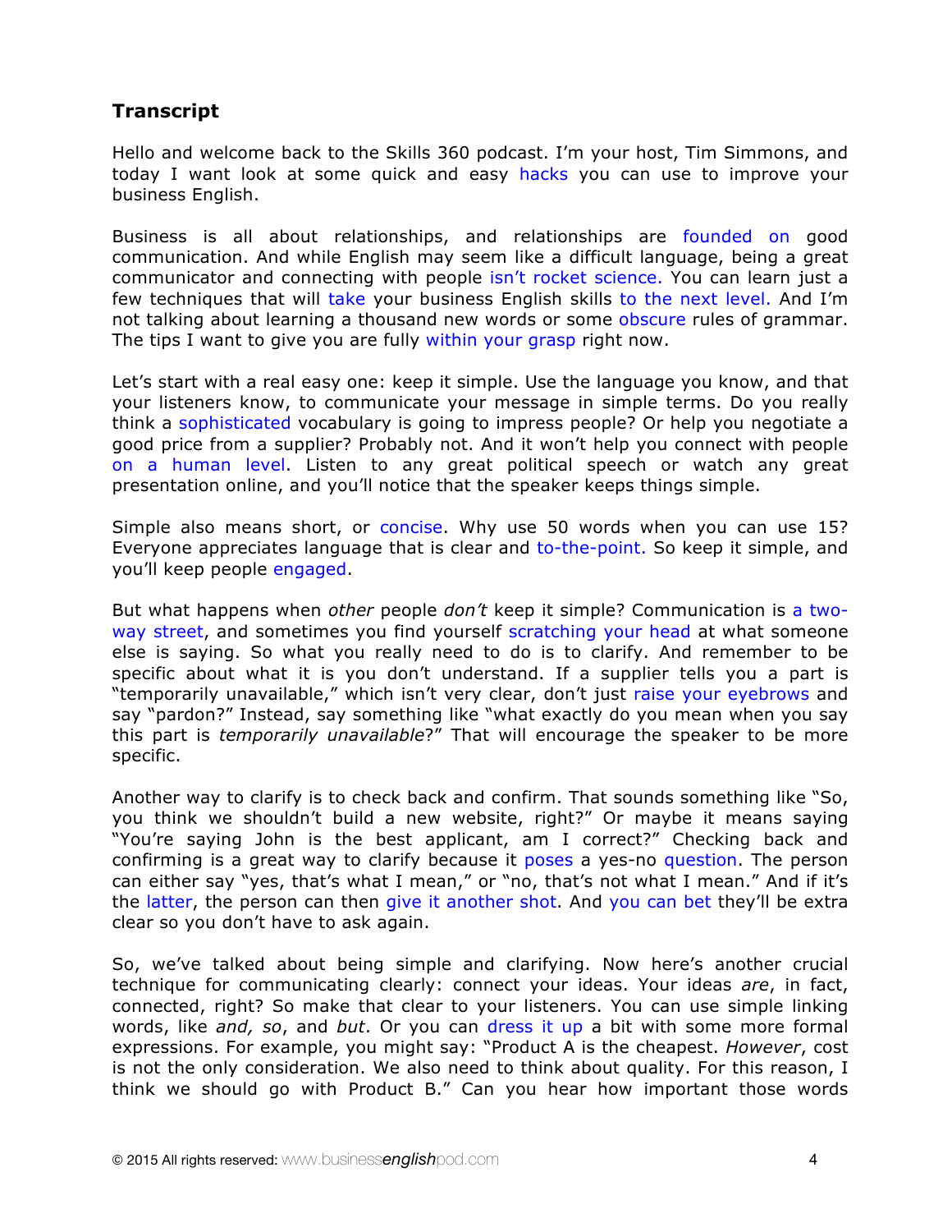## Transcript

Hello and welcome back to the Skills 360 podcast. I'm your host, Tim Simmons, and today I want look at some quick and easy hacks you can use to improve your business English.

Business is all about relationships, and relationships are founded on good communication. And while English may seem like a difficult language, being a great communicator and connecting with people isn't rocket science. You can learn just a few techniques that will take your business English skills to the next level. And I'm not talking about learning a thousand new words or some obscure rules of grammar. The tips I want to give you are fully within your grasp right now.

Let's start with a real easy one: keep it simple. Use the language you know, and that your listeners know, to communicate your message in simple terms. Do you really think a sophisticated vocabulary is going to impress people? Or help you negotiate a good price from a supplier? Probably not. And it won't help you connect with people on a human level. Listen to any great political speech or watch any great presentation online, and you'll notice that the speaker keeps things simple.

Simple also means short, or concise. Why use 50 words when you can use 15? Everyone appreciates language that is clear and to-the-point. So keep it simple, and you'll keep people engaged.

But what happens when *other* people *don't* keep it simple? Communication is a two-way street, and sometimes you find yourself scratching your head at what someone else is saying. So what you really need to do is to clarify. And remember to be specific about what it is you don't understand. If a supplier tells you a part is "temporarily unavailable," which isn't very clear, don't just raise your eyebrows and say "pardon?" Instead, say something like "what exactly do you mean when you say this part is *temporarily unavailable*?" That will encourage the speaker to be more specific.

Another way to clarify is to check back and confirm. That sounds something like "So, you think we shouldn't build a new website, right?" Or maybe it means saying "You're saying John is the best applicant, am I correct?" Checking back and confirming is a great way to clarify because it poses a yes-no question. The person can either say "yes, that's what I mean," or "no, that's not what I mean." And if it's the latter, the person can then give it another shot. And you can bet they'll be extra clear so you don't have to ask again.

So, we've talked about being simple and clarifying. Now here's another crucial technique for communicating clearly: connect your ideas. Your ideas *are*, in fact, connected, right? So make that clear to your listeners. You can use simple linking words, like *and, so*, and *but*. Or you can dress it up a bit with some more formal expressions. For example, you might say: "Product A is the cheapest. *However*, cost is not the only consideration. We also need to think about quality. For this reason, I think we should go with Product B." Can you hear how important those words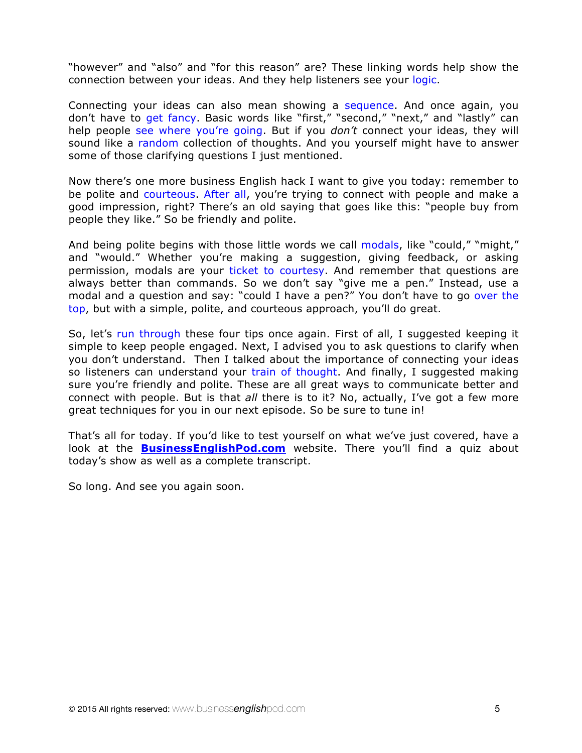"however" and "also" and "for this reason" are? These linking words help show the connection between your ideas. And they help listeners see your logic.

Connecting your ideas can also mean showing a sequence. And once again, you don't have to get fancy. Basic words like "first," "second," "next," and "lastly" can help people see where you're going. But if you *don't* connect your ideas, they will sound like a random collection of thoughts. And you yourself might have to answer some of those clarifying questions I just mentioned.

Now there's one more business English hack I want to give you today: remember to be polite and courteous. After all, you're trying to connect with people and make a good impression, right? There's an old saying that goes like this: "people buy from people they like." So be friendly and polite.

And being polite begins with those little words we call modals, like "could," "might," and "would." Whether you're making a suggestion, giving feedback, or asking permission, modals are your ticket to courtesy. And remember that questions are always better than commands. So we don't say "give me a pen." Instead, use a modal and a question and say: "could I have a pen?" You don't have to go over the top, but with a simple, polite, and courteous approach, you'll do great.

So, let's run through these four tips once again. First of all, I suggested keeping it simple to keep people engaged. Next, I advised you to ask questions to clarify when you don't understand. Then I talked about the importance of connecting your ideas so listeners can understand your train of thought. And finally, I suggested making sure you're friendly and polite. These are all great ways to communicate better and connect with people. But is that *all* there is to it? No, actually, I've got a few more great techniques for you in our next episode. So be sure to tune in!

That's all for today. If you'd like to test yourself on what we've just covered, have a look at the **BusinessEnglishPod.com** website. There you'll find a quiz about today's show as well as a complete transcript.

So long. And see you again soon.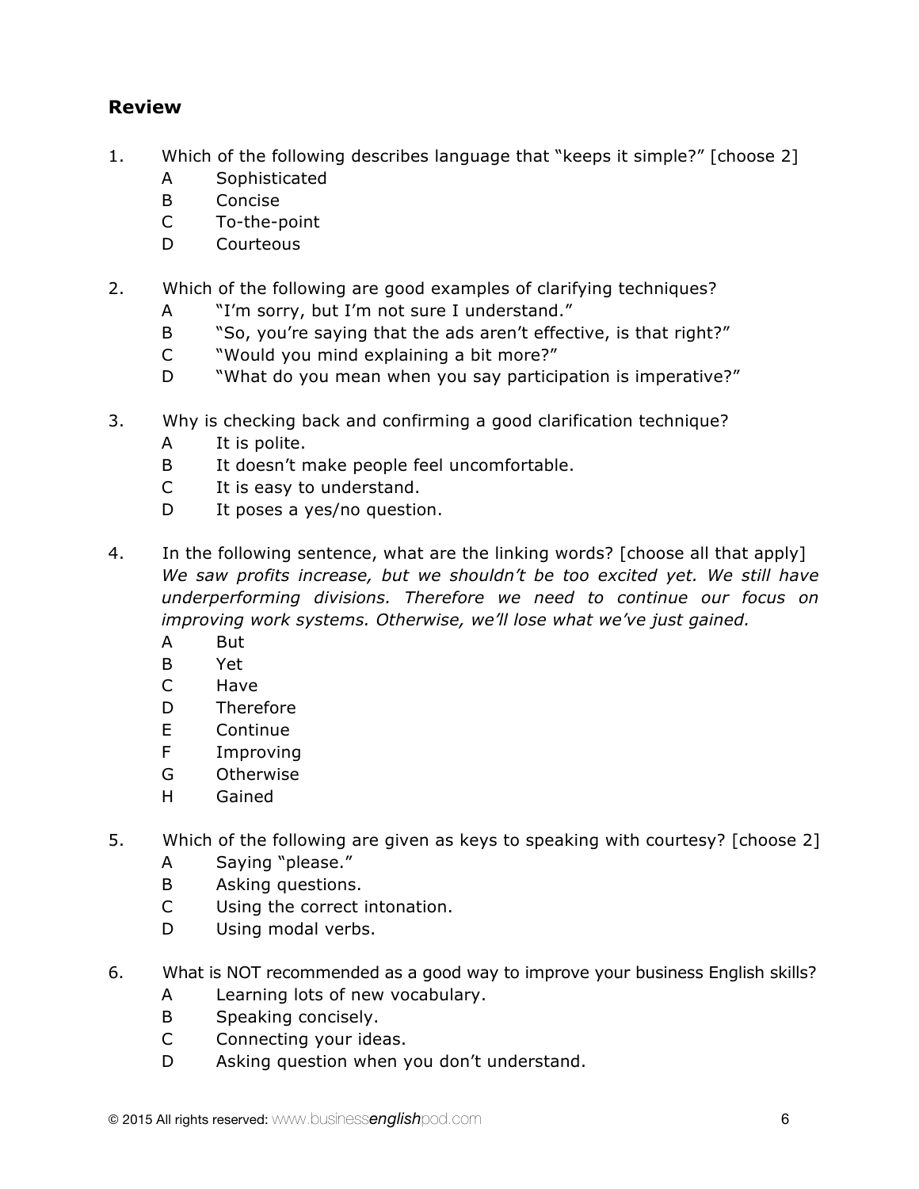## Review

1. Which of the following describes language that "keeps it simple?" [choose 2]
   - A Sophisticated
   - B Concise
   - C To-the-point
   - D Courteous

2. Which of the following are good examples of clarifying techniques?
   - A "I'm sorry, but I'm not sure I understand."
   - B "So, you're saying that the ads aren't effective, is that right?"
   - C "Would you mind explaining a bit more?"
   - D "What do you mean when you say participation is imperative?"

3. Why is checking back and confirming a good clarification technique?
   - A It is polite.
   - B It doesn't make people feel uncomfortable.
   - C It is easy to understand.
   - D It poses a yes/no question.

4. In the following sentence, what are the linking words? [choose all that apply]
   *We saw profits increase, but we shouldn't be too excited yet. We still have underperforming divisions. Therefore we need to continue our focus on improving work systems. Otherwise, we'll lose what we've just gained.*
   - A But
   - B Yet
   - C Have
   - D Therefore
   - E Continue
   - F Improving
   - G Otherwise
   - H Gained

5. Which of the following are given as keys to speaking with courtesy? [choose 2]
   - A Saying "please."
   - B Asking questions.
   - C Using the correct intonation.
   - D Using modal verbs.

6. What is NOT recommended as a good way to improve your business English skills?
   - A Learning lots of new vocabulary.
   - B Speaking concisely.
   - C Connecting your ideas.
   - D Asking question when you don't understand.

© 2015 All rights reserved: www.businessenglishpod.com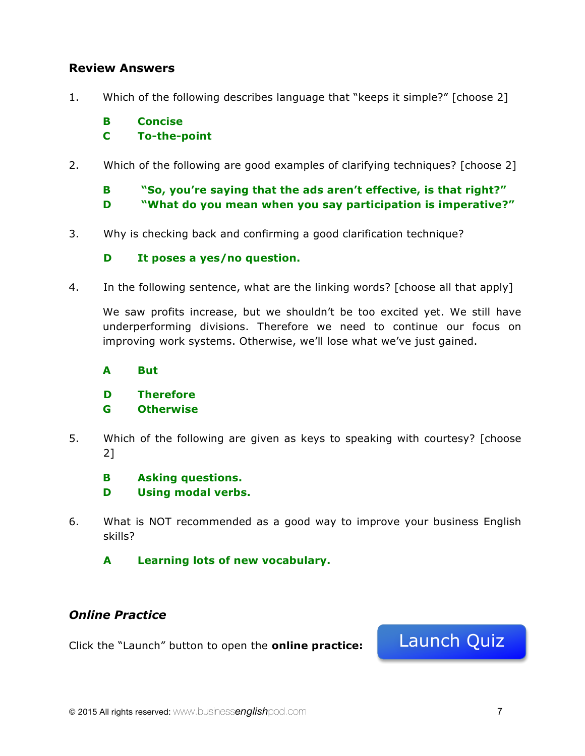### Review Answers

1. Which of the following describes language that "keeps it simple?" [choose 2]

   **B Concise**
   **C To-the-point**

2. Which of the following are good examples of clarifying techniques? [choose 2]

   **B "So, you're saying that the ads aren't effective, is that right?"**
   **D "What do you mean when you say participation is imperative?"**

3. Why is checking back and confirming a good clarification technique?

   **D It poses a yes/no question.**

4. In the following sentence, what are the linking words? [choose all that apply]

   We saw profits increase, but we shouldn't be too excited yet. We still have underperforming divisions. Therefore we need to continue our focus on improving work systems. Otherwise, we'll lose what we've just gained.

   **A But**

   **D Therefore**
   **G Otherwise**

5. Which of the following are given as keys to speaking with courtesy? [choose 2]

   **B Asking questions.**
   **D Using modal verbs.**

6. What is NOT recommended as a good way to improve your business English skills?

   **A Learning lots of new vocabulary.**

### *Online Practice*

Click the "Launch" button to open the **online practice:** Launch Quiz

© 2015 All rights reserved: www.businessenglishpod.com